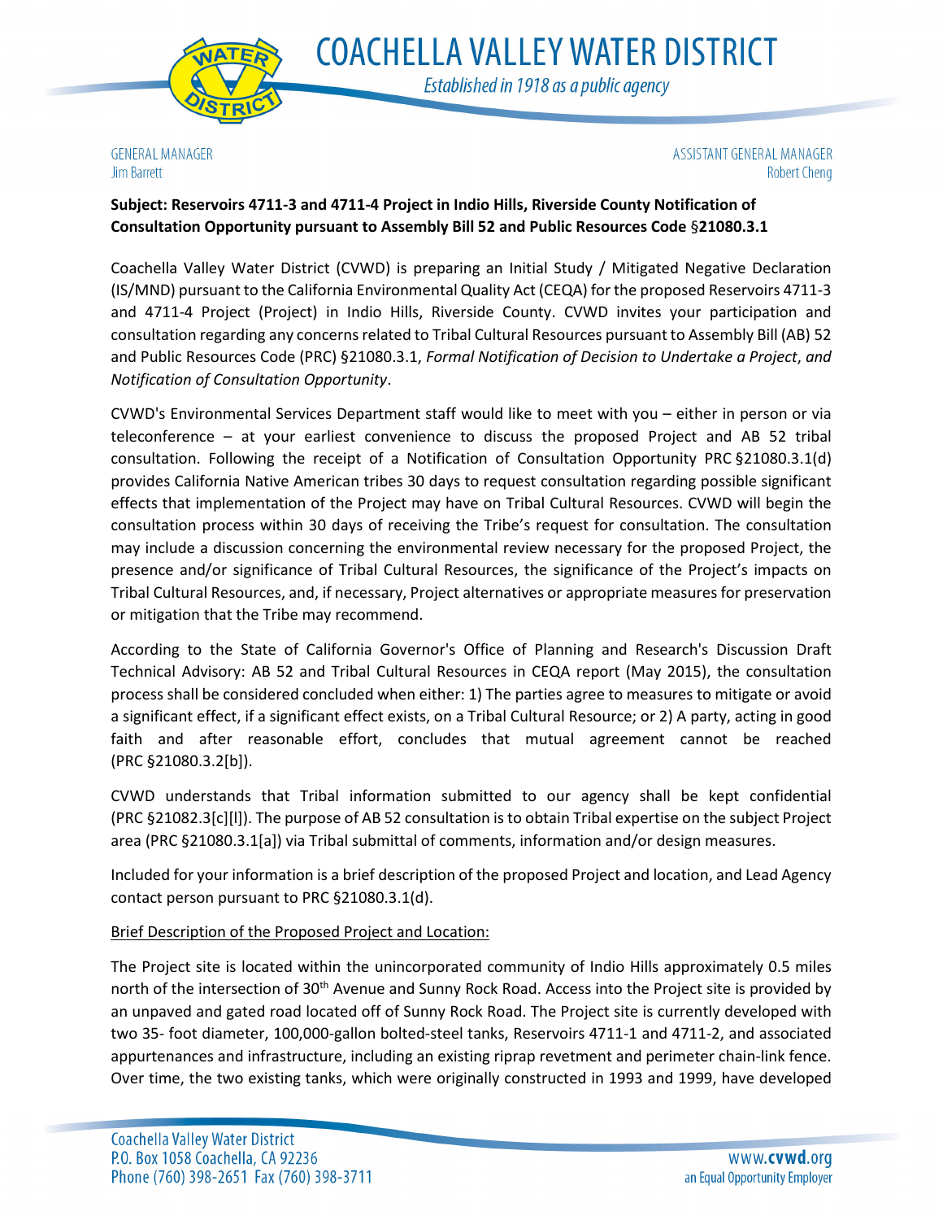# COACHELLA VALLEY WATER DISTRICT

*Established in 1918 as a public agency*

GENERAL MANAGER
Jim Barrett

ASSISTANT GENERAL MANAGER
Robert Cheng

**Subject: Reservoirs 4711-3 and 4711-4 Project in Indio Hills, Riverside County Notification of Consultation Opportunity pursuant to Assembly Bill 52 and Public Resources Code §21080.3.1**

Coachella Valley Water District (CVWD) is preparing an Initial Study / Mitigated Negative Declaration (IS/MND) pursuant to the California Environmental Quality Act (CEQA) for the proposed Reservoirs 4711-3 and 4711-4 Project (Project) in Indio Hills, Riverside County. CVWD invites your participation and consultation regarding any concerns related to Tribal Cultural Resources pursuant to Assembly Bill (AB) 52 and Public Resources Code (PRC) §21080.3.1, *Formal Notification of Decision to Undertake a Project*, *and Notification of Consultation Opportunity*.

CVWD's Environmental Services Department staff would like to meet with you – either in person or via teleconference – at your earliest convenience to discuss the proposed Project and AB 52 tribal consultation. Following the receipt of a Notification of Consultation Opportunity PRC §21080.3.1(d) provides California Native American tribes 30 days to request consultation regarding possible significant effects that implementation of the Project may have on Tribal Cultural Resources. CVWD will begin the consultation process within 30 days of receiving the Tribe's request for consultation. The consultation may include a discussion concerning the environmental review necessary for the proposed Project, the presence and/or significance of Tribal Cultural Resources, the significance of the Project's impacts on Tribal Cultural Resources, and, if necessary, Project alternatives or appropriate measures for preservation or mitigation that the Tribe may recommend.

According to the State of California Governor's Office of Planning and Research's Discussion Draft Technical Advisory: AB 52 and Tribal Cultural Resources in CEQA report (May 2015), the consultation process shall be considered concluded when either: 1) The parties agree to measures to mitigate or avoid a significant effect, if a significant effect exists, on a Tribal Cultural Resource; or 2) A party, acting in good faith and after reasonable effort, concludes that mutual agreement cannot be reached (PRC §21080.3.2[b]).

CVWD understands that Tribal information submitted to our agency shall be kept confidential (PRC §21082.3[c][l]). The purpose of AB 52 consultation is to obtain Tribal expertise on the subject Project area (PRC §21080.3.1[a]) via Tribal submittal of comments, information and/or design measures.

Included for your information is a brief description of the proposed Project and location, and Lead Agency contact person pursuant to PRC §21080.3.1(d).

<u>Brief Description of the Proposed Project and Location:</u>

The Project site is located within the unincorporated community of Indio Hills approximately 0.5 miles north of the intersection of 30th Avenue and Sunny Rock Road. Access into the Project site is provided by an unpaved and gated road located off of Sunny Rock Road. The Project site is currently developed with two 35- foot diameter, 100,000-gallon bolted-steel tanks, Reservoirs 4711-1 and 4711-2, and associated appurtenances and infrastructure, including an existing riprap revetment and perimeter chain-link fence. Over time, the two existing tanks, which were originally constructed in 1993 and 1999, have developed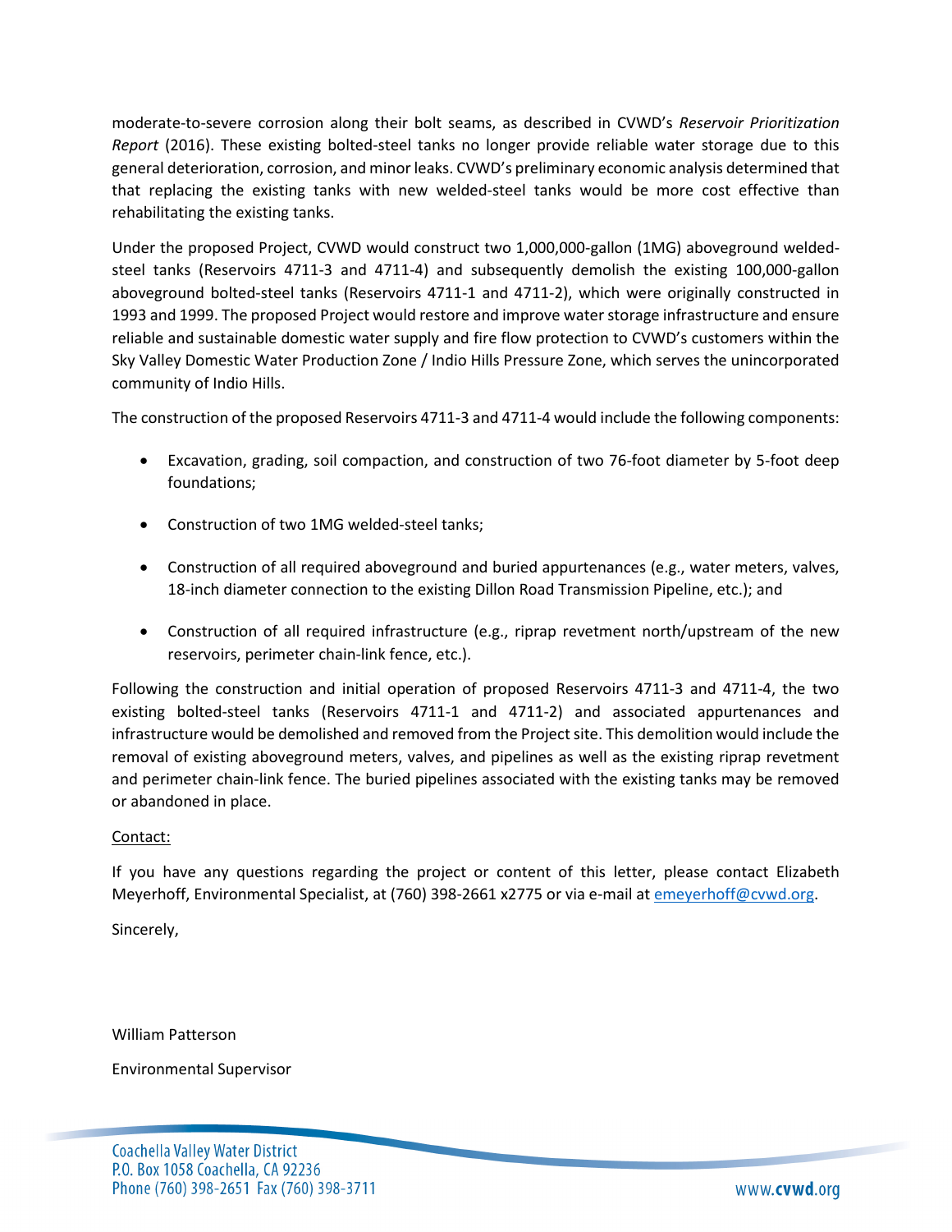moderate-to-severe corrosion along their bolt seams, as described in CVWD's *Reservoir Prioritization Report* (2016). These existing bolted-steel tanks no longer provide reliable water storage due to this general deterioration, corrosion, and minor leaks. CVWD's preliminary economic analysis determined that that replacing the existing tanks with new welded-steel tanks would be more cost effective than rehabilitating the existing tanks.

Under the proposed Project, CVWD would construct two 1,000,000-gallon (1MG) aboveground welded-steel tanks (Reservoirs 4711-3 and 4711-4) and subsequently demolish the existing 100,000-gallon aboveground bolted-steel tanks (Reservoirs 4711-1 and 4711-2), which were originally constructed in 1993 and 1999. The proposed Project would restore and improve water storage infrastructure and ensure reliable and sustainable domestic water supply and fire flow protection to CVWD's customers within the Sky Valley Domestic Water Production Zone / Indio Hills Pressure Zone, which serves the unincorporated community of Indio Hills.

The construction of the proposed Reservoirs 4711-3 and 4711-4 would include the following components:

- Excavation, grading, soil compaction, and construction of two 76-foot diameter by 5-foot deep foundations;
- Construction of two 1MG welded-steel tanks;
- Construction of all required aboveground and buried appurtenances (e.g., water meters, valves, 18-inch diameter connection to the existing Dillon Road Transmission Pipeline, etc.); and
- Construction of all required infrastructure (e.g., riprap revetment north/upstream of the new reservoirs, perimeter chain-link fence, etc.).

Following the construction and initial operation of proposed Reservoirs 4711-3 and 4711-4, the two existing bolted-steel tanks (Reservoirs 4711-1 and 4711-2) and associated appurtenances and infrastructure would be demolished and removed from the Project site. This demolition would include the removal of existing aboveground meters, valves, and pipelines as well as the existing riprap revetment and perimeter chain-link fence. The buried pipelines associated with the existing tanks may be removed or abandoned in place.

Contact:

If you have any questions regarding the project or content of this letter, please contact Elizabeth Meyerhoff, Environmental Specialist, at (760) 398-2661 x2775 or via e-mail at emeyerhoff@cvwd.org.

Sincerely,

William Patterson

Environmental Supervisor

Coachella Valley Water District
P.O. Box 1058 Coachella, CA 92236
Phone (760) 398-2651 Fax (760) 398-3711

www.cvwd.org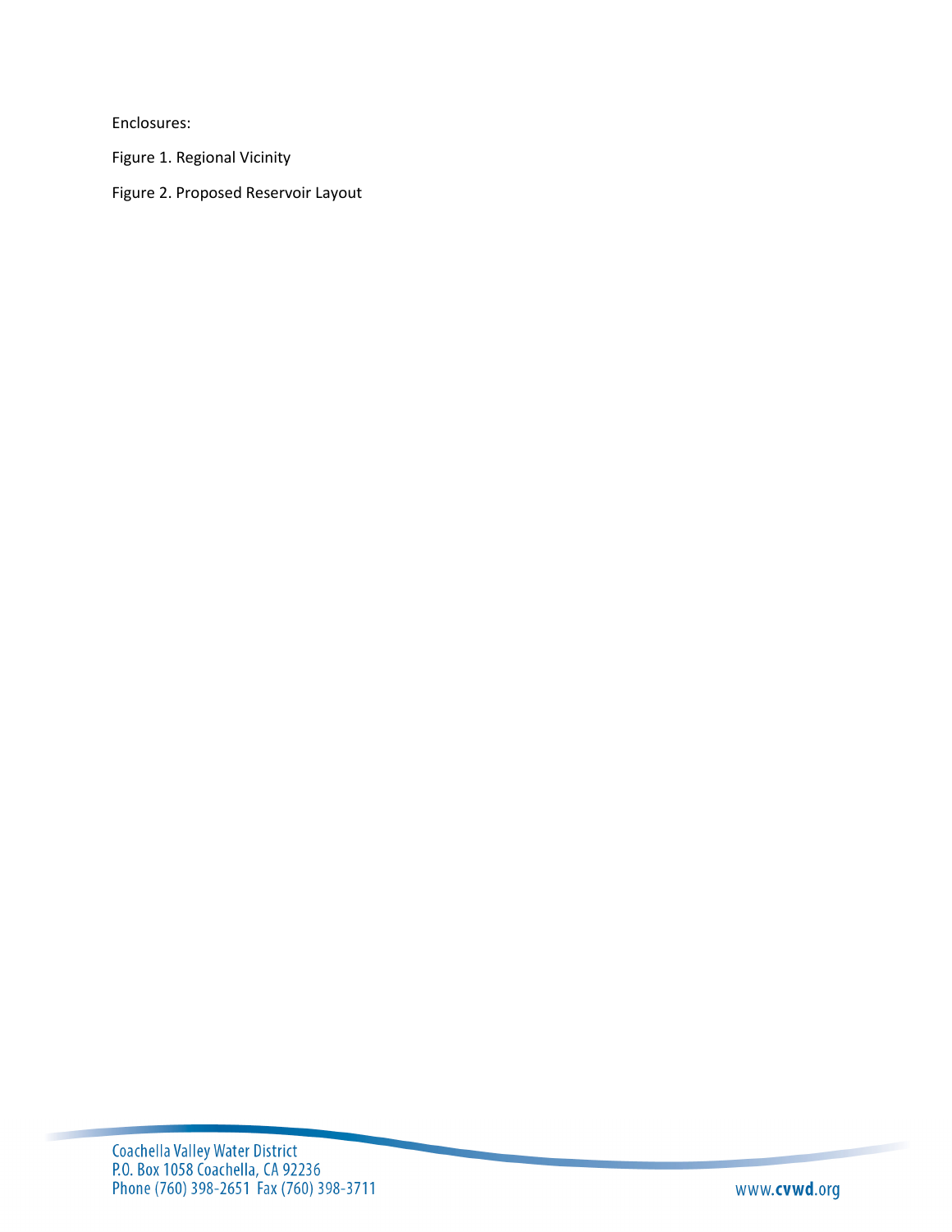Enclosures:

Figure 1. Regional Vicinity

Figure 2. Proposed Reservoir Layout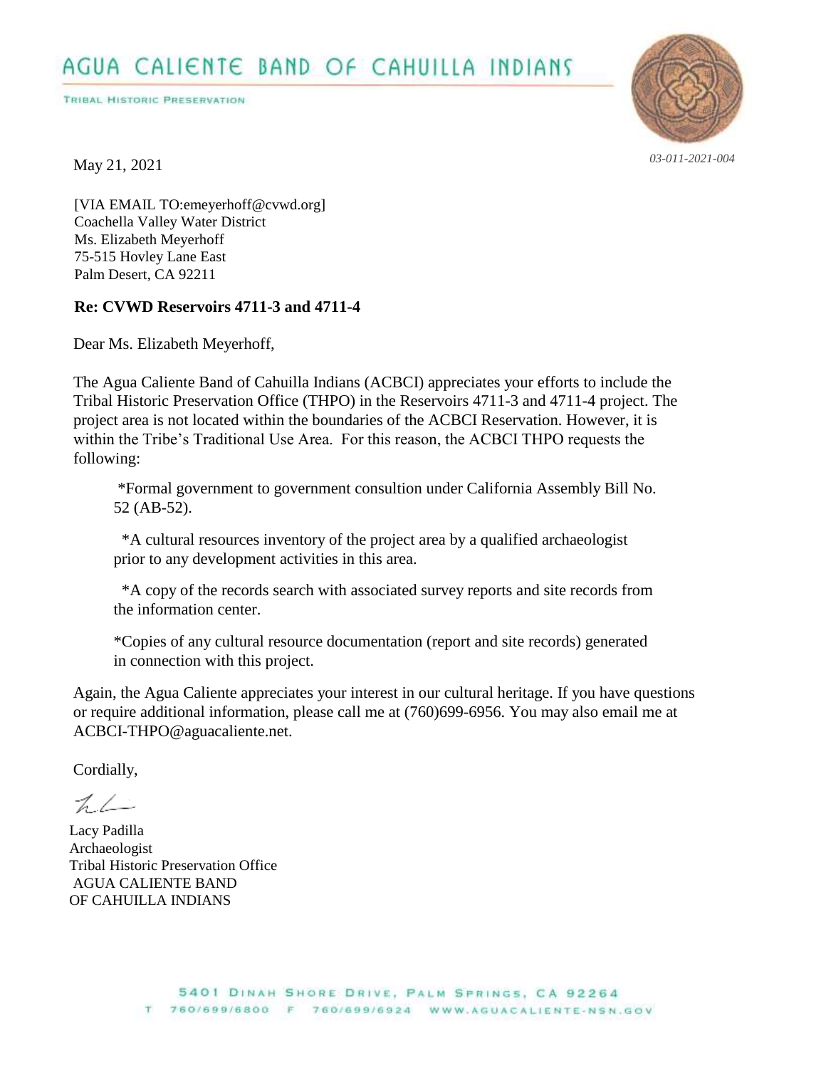# AGUA CALIENTE BAND OF CAHUILLA INDIANS

TRIBAL HISTORIC PRESERVATION

*03-011-2021-004*

May 21, 2021

[VIA EMAIL TO:emeyerhoff@cvwd.org]
Coachella Valley Water District
Ms. Elizabeth Meyerhoff
75-515 Hovley Lane East
Palm Desert, CA 92211

**Re: CVWD Reservoirs 4711-3 and 4711-4**

Dear Ms. Elizabeth Meyerhoff,

The Agua Caliente Band of Cahuilla Indians (ACBCI) appreciates your efforts to include the Tribal Historic Preservation Office (THPO) in the Reservoirs 4711-3 and 4711-4 project. The project area is not located within the boundaries of the ACBCI Reservation. However, it is within the Tribe's Traditional Use Area. For this reason, the ACBCI THPO requests the following:

*Formal government to government consultion under California Assembly Bill No. 52 (AB-52).

*A cultural resources inventory of the project area by a qualified archaeologist prior to any development activities in this area.

*A copy of the records search with associated survey reports and site records from the information center.

*Copies of any cultural resource documentation (report and site records) generated in connection with this project.

Again, the Agua Caliente appreciates your interest in our cultural heritage. If you have questions or require additional information, please call me at (760)699-6956. You may also email me at ACBCI-THPO@aguacaliente.net.

Cordially,

Lacy Padilla
Archaeologist
Tribal Historic Preservation Office
AGUA CALIENTE BAND
OF CAHUILLA INDIANS

5401 DINAH SHORE DRIVE, PALM SPRINGS, CA 92264
T 760/699/6800 F 760/699/6924 WWW.AGUACALIENTE-NSN.GOV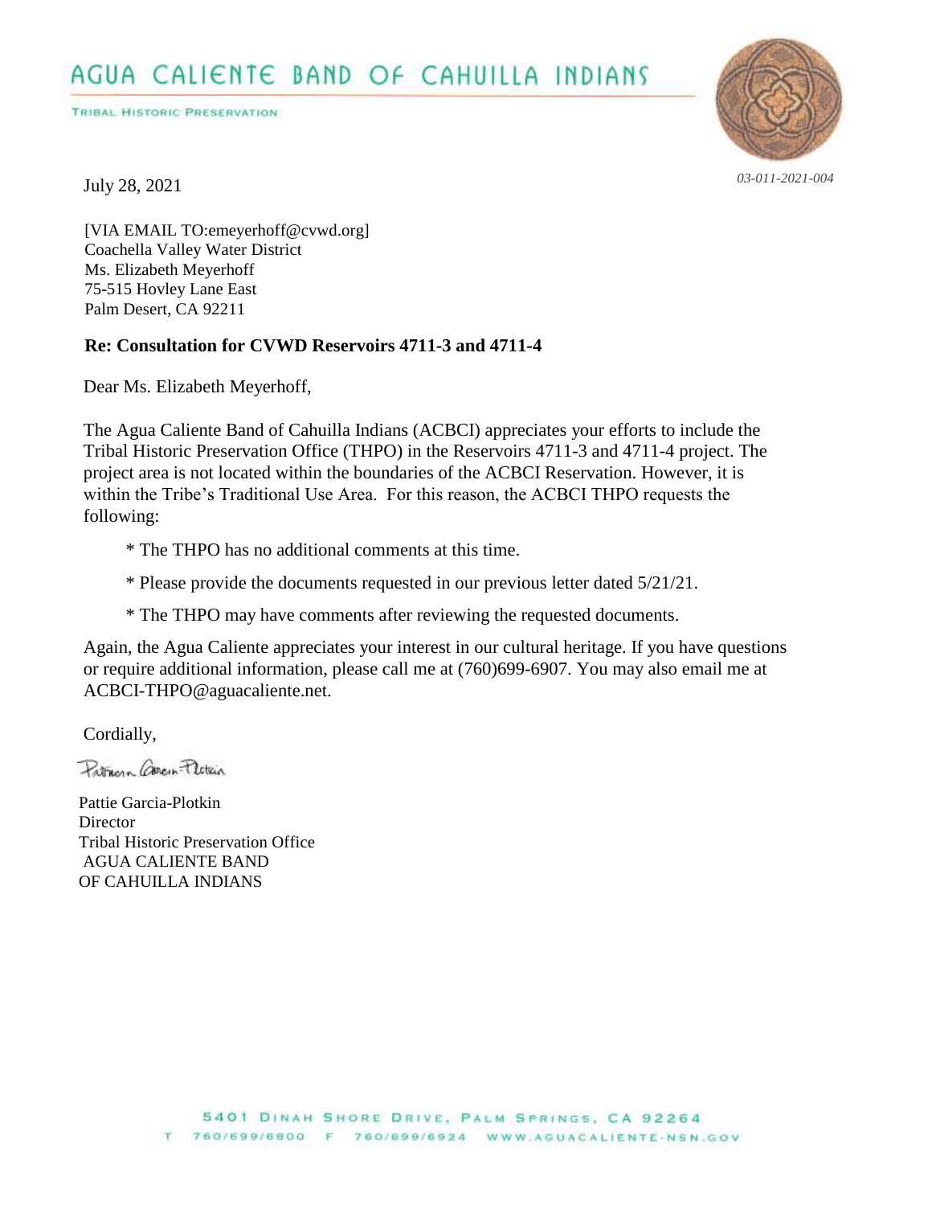# AGUA CALIENTE BAND OF CAHUILLA INDIANS

TRIBAL HISTORIC PRESERVATION

*03-011-2021-004*

July 28, 2021

[VIA EMAIL TO:emeyerhoff@cvwd.org]
Coachella Valley Water District
Ms. Elizabeth Meyerhoff
75-515 Hovley Lane East
Palm Desert, CA 92211

**Re: Consultation for CVWD Reservoirs 4711-3 and 4711-4**

Dear Ms. Elizabeth Meyerhoff,

The Agua Caliente Band of Cahuilla Indians (ACBCI) appreciates your efforts to include the Tribal Historic Preservation Office (THPO) in the Reservoirs 4711-3 and 4711-4 project. The project area is not located within the boundaries of the ACBCI Reservation. However, it is within the Tribe's Traditional Use Area. For this reason, the ACBCI THPO requests the following:

* The THPO has no additional comments at this time.

* Please provide the documents requested in our previous letter dated 5/21/21.

* The THPO may have comments after reviewing the requested documents.

Again, the Agua Caliente appreciates your interest in our cultural heritage. If you have questions or require additional information, please call me at (760)699-6907. You may also email me at ACBCI-THPO@aguacaliente.net.

Cordially,

Pattie Garcia-Plotkin
Director
Tribal Historic Preservation Office
AGUA CALIENTE BAND
OF CAHUILLA INDIANS

5401 DINAH SHORE DRIVE, PALM SPRINGS, CA 92264
T 760/699/6800 F 760/699/6924 WWW.AGUACALIENTE-NSN.GOV